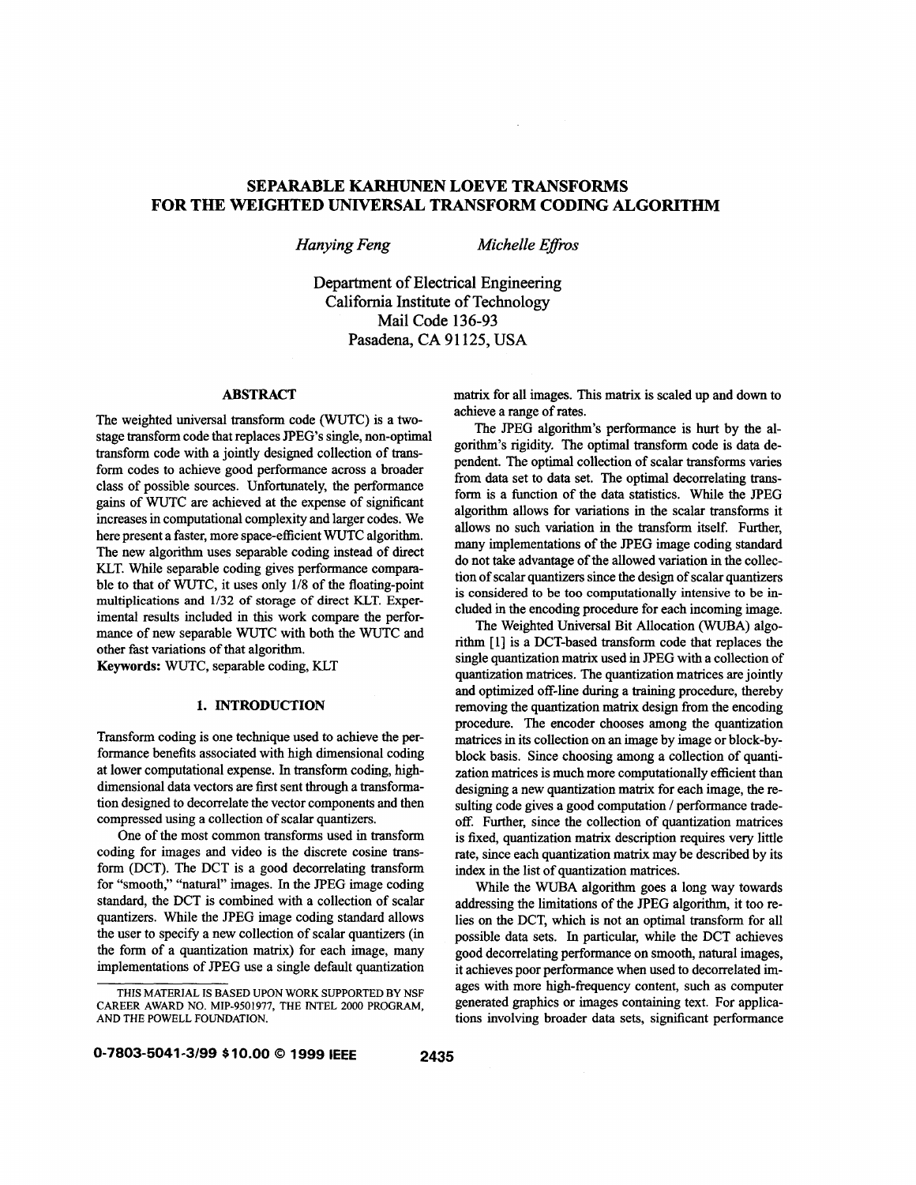// SEPARABLE KARHUNEN LOEVE TRANSFORMS FOR THE WEIGHTED UNIVERSAL TRANSFORM CODING ALGORITHM

*Hanying Feng* *Michelle Effros*

Department of Electrical Engineering
California Institute of Technology
Mail Code 136-93
Pasadena, CA 91125, USA

## ABSTRACT

The weighted universal transform code (WUTC) is a two-stage transform code that replaces JPEG's single, non-optimal transform code with a jointly designed collection of transform codes to achieve good performance across a broader class of possible sources. Unfortunately, the performance gains of WUTC are achieved at the expense of significant increases in computational complexity and larger codes. We here present a faster, more space-efficient WUTC algorithm. The new algorithm uses separable coding instead of direct KLT. While separable coding gives performance comparable to that of WUTC, it uses only 1/8 of the floating-point multiplications and 1/32 of storage of direct KLT. Experimental results included in this work compare the performance of new separable WUTC with both the WUTC and other fast variations of that algorithm.

**Keywords:** WUTC, separable coding, KLT

## 1. INTRODUCTION

Transform coding is one technique used to achieve the performance benefits associated with high dimensional coding at lower computational expense. In transform coding, high-dimensional data vectors are first sent through a transformation designed to decorrelate the vector components and then compressed using a collection of scalar quantizers.

One of the most common transforms used in transform coding for images and video is the discrete cosine transform (DCT). The DCT is a good decorrelating transform for "smooth," "natural" images. In the JPEG image coding standard, the DCT is combined with a collection of scalar quantizers. While the JPEG image coding standard allows the user to specify a new collection of scalar quantizers (in the form of a quantization matrix) for each image, many implementations of JPEG use a single default quantization matrix for all images. This matrix is scaled up and down to achieve a range of rates.

The JPEG algorithm's performance is hurt by the algorithm's rigidity. The optimal transform code is data dependent. The optimal collection of scalar transforms varies from data set to data set. The optimal decorrelating transform is a function of the data statistics. While the JPEG algorithm allows for variations in the scalar transforms it allows no such variation in the transform itself. Further, many implementations of the JPEG image coding standard do not take advantage of the allowed variation in the collection of scalar quantizers since the design of scalar quantizers is considered to be too computationally intensive to be included in the encoding procedure for each incoming image.

The Weighted Universal Bit Allocation (WUBA) algorithm [1] is a DCT-based transform code that replaces the single quantization matrix used in JPEG with a collection of quantization matrices. The quantization matrices are jointly and optimized off-line during a training procedure, thereby removing the quantization matrix design from the encoding procedure. The encoder chooses among the quantization matrices in its collection on an image by image or block-by-block basis. Since choosing among a collection of quantization matrices is much more computationally efficient than designing a new quantization matrix for each image, the resulting code gives a good computation / performance trade-off. Further, since the collection of quantization matrices is fixed, quantization matrix description requires very little rate, since each quantization matrix may be described by its index in the list of quantization matrices.

While the WUBA algorithm goes a long way towards addressing the limitations of the JPEG algorithm, it too relies on the DCT, which is not an optimal transform for all possible data sets. In particular, while the DCT achieves good decorrelating performance on smooth, natural images, it achieves poor performance when used to decorrelated images with more high-frequency content, such as computer generated graphics or images containing text. For applications involving broader data sets, significant performance

THIS MATERIAL IS BASED UPON WORK SUPPORTED BY NSF CAREER AWARD NO. MIP-9501977, THE INTEL 2000 PROGRAM, AND THE POWELL FOUNDATION.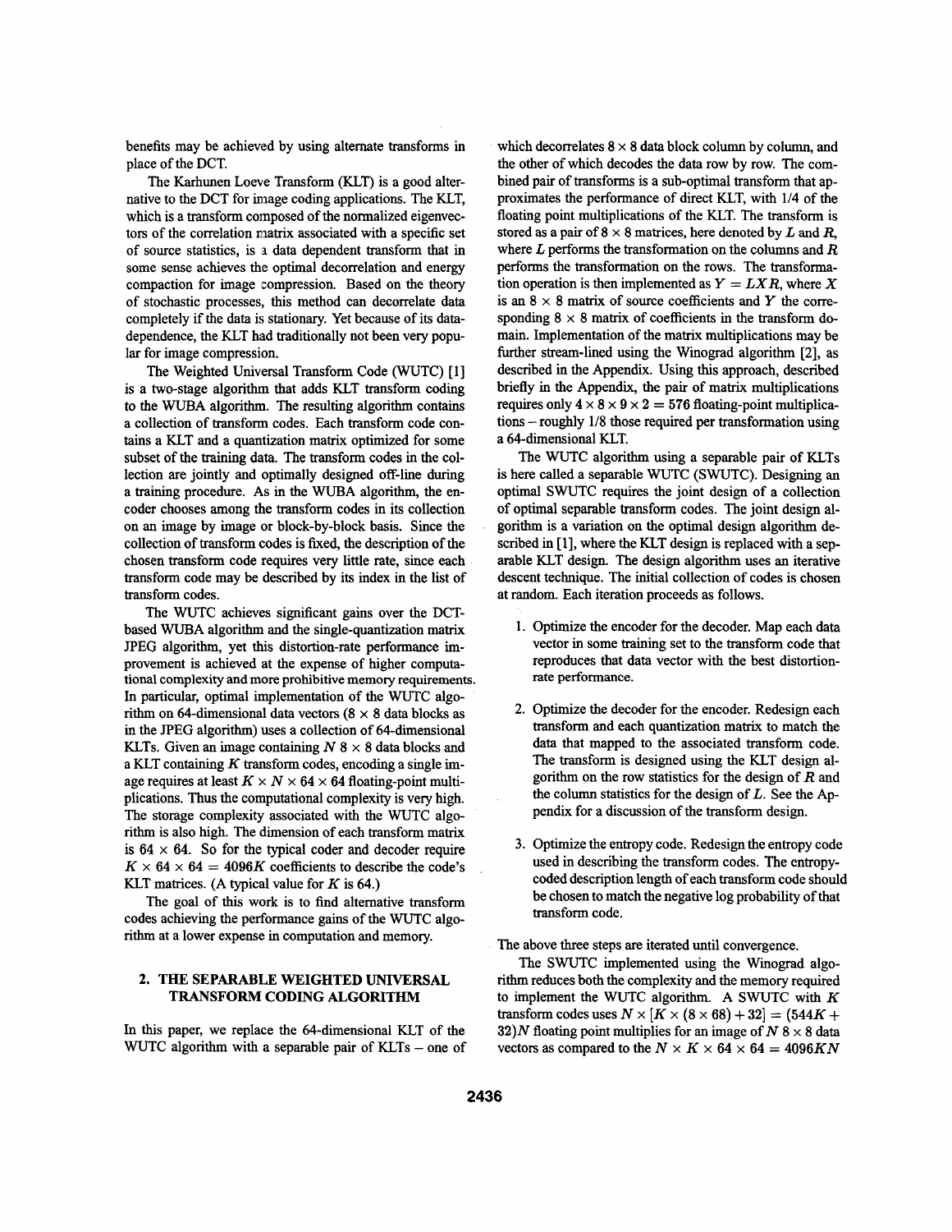benefits may be achieved by using alternate transforms in place of the DCT.

The Karhunen Loeve Transform (KLT) is a good alternative to the DCT for image coding applications. The KLT, which is a transform composed of the normalized eigenvectors of the correlation matrix associated with a specific set of source statistics, is a data dependent transform that in some sense achieves the optimal decorrelation and energy compaction for image compression. Based on the theory of stochastic processes, this method can decorrelate data completely if the data is stationary. Yet because of its data-dependence, the KLT had traditionally not been very popular for image compression.

The Weighted Universal Transform Code (WUTC) [1] is a two-stage algorithm that adds KLT transform coding to the WUBA algorithm. The resulting algorithm contains a collection of transform codes. Each transform code contains a KLT and a quantization matrix optimized for some subset of the training data. The transform codes in the collection are jointly and optimally designed off-line during a training procedure. As in the WUBA algorithm, the encoder chooses among the transform codes in its collection on an image by image or block-by-block basis. Since the collection of transform codes is fixed, the description of the chosen transform code requires very little rate, since each transform code may be described by its index in the list of transform codes.

The WUTC achieves significant gains over the DCT-based WUBA algorithm and the single-quantization matrix JPEG algorithm, yet this distortion-rate performance improvement is achieved at the expense of higher computational complexity and more prohibitive memory requirements. In particular, optimal implementation of the WUTC algorithm on 64-dimensional data vectors ($8 \times 8$ data blocks as in the JPEG algorithm) uses a collection of 64-dimensional KLTs. Given an image containing $N$ $8 \times 8$ data blocks and a KLT containing $K$ transform codes, encoding a single image requires at least $K \times N \times 64 \times 64$ floating-point multiplications. Thus the computational complexity is very high. The storage complexity associated with the WUTC algorithm is also high. The dimension of each transform matrix is $64 \times 64$. So for the typical coder and decoder require $K \times 64 \times 64 = 4096K$ coefficients to describe the code's KLT matrices. (A typical value for $K$ is 64.)

The goal of this work is to find alternative transform codes achieving the performance gains of the WUTC algorithm at a lower expense in computation and memory.

## 2. THE SEPARABLE WEIGHTED UNIVERSAL TRANSFORM CODING ALGORITHM

In this paper, we replace the 64-dimensional KLT of the WUTC algorithm with a separable pair of KLTs – one of which decorrelates $8 \times 8$ data block column by column, and the other of which decodes the data row by row. The combined pair of transforms is a sub-optimal transform that approximates the performance of direct KLT, with 1/4 of the floating point multiplications of the KLT. The transform is stored as a pair of $8 \times 8$ matrices, here denoted by $L$ and $R$, where $L$ performs the transformation on the columns and $R$ performs the transformation on the rows. The transformation operation is then implemented as $Y = LXR$, where $X$ is an $8 \times 8$ matrix of source coefficients and $Y$ the corresponding $8 \times 8$ matrix of coefficients in the transform domain. Implementation of the matrix multiplications may be further stream-lined using the Winograd algorithm [2], as described in the Appendix. Using this approach, described briefly in the Appendix, the pair of matrix multiplications requires only $4 \times 8 \times 9 \times 2 = 576$ floating-point multiplications – roughly 1/8 those required per transformation using a 64-dimensional KLT.

The WUTC algorithm using a separable pair of KLTs is here called a separable WUTC (SWUTC). Designing an optimal SWUTC requires the joint design of a collection of optimal separable transform codes. The joint design algorithm is a variation on the optimal design algorithm described in [1], where the KLT design is replaced with a separable KLT design. The design algorithm uses an iterative descent technique. The initial collection of codes is chosen at random. Each iteration proceeds as follows.

1. Optimize the encoder for the decoder. Map each data vector in some training set to the transform code that reproduces that data vector with the best distortion-rate performance.

2. Optimize the decoder for the encoder. Redesign each transform and each quantization matrix to match the data that mapped to the associated transform code. The transform is designed using the KLT design algorithm on the row statistics for the design of $R$ and the column statistics for the design of $L$. See the Appendix for a discussion of the transform design.

3. Optimize the entropy code. Redesign the entropy code used in describing the transform codes. The entropy-coded description length of each transform code should be chosen to match the negative log probability of that transform code.

The above three steps are iterated until convergence.

The SWUTC implemented using the Winograd algorithm reduces both the complexity and the memory required to implement the WUTC algorithm. A SWUTC with $K$ transform codes uses $N \times [K \times (8 \times 68) + 32] = (544K + 32)N$ floating point multiplies for an image of $N$ $8 \times 8$ data vectors as compared to the $N \times K \times 64 \times 64 = 4096KN$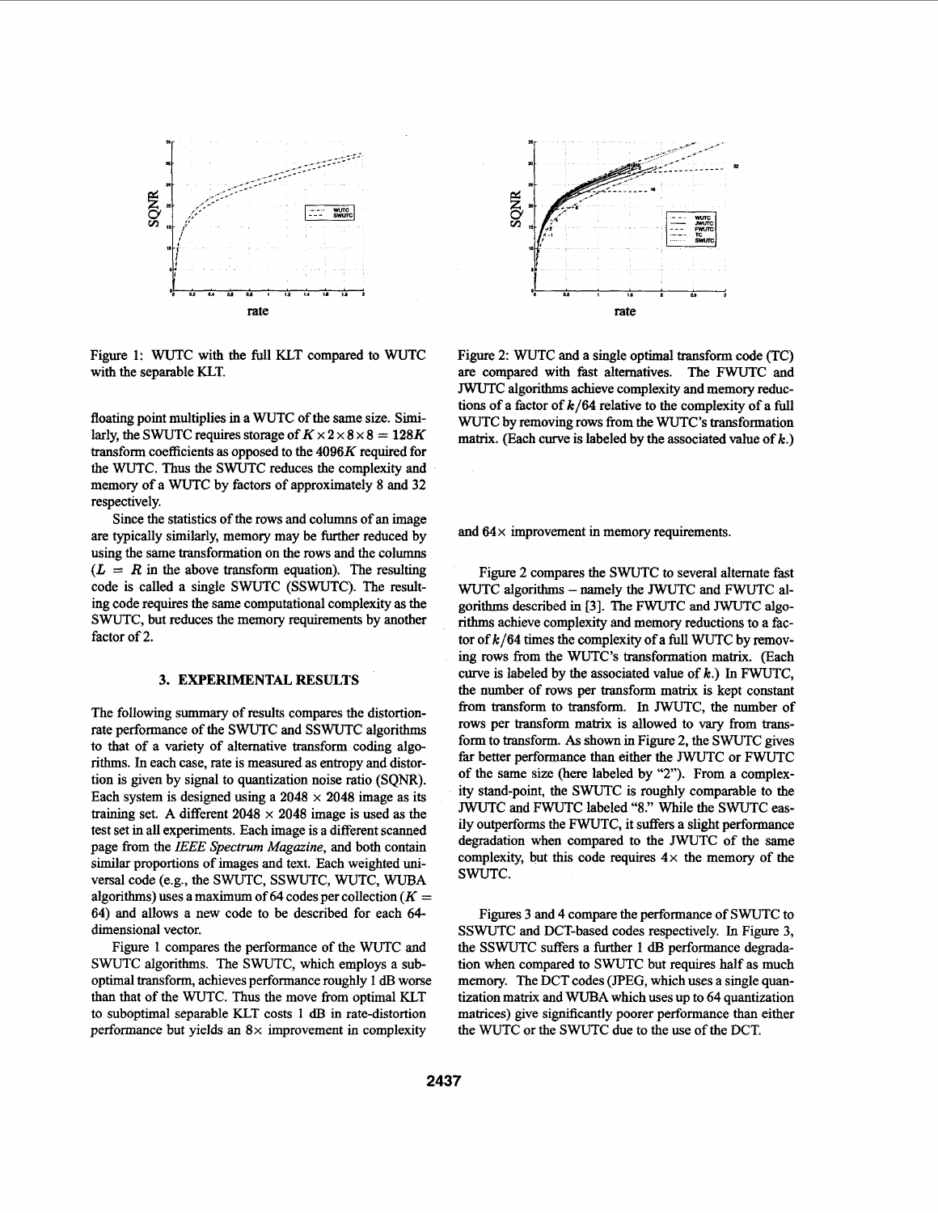Figure 1: WUTC with the full KLT compared to WUTC with the separable KLT.

Figure 2: WUTC and a single optimal transform code (TC) are compared with fast alternatives. The FWUTC and JWUTC algorithms achieve complexity and memory reductions of a factor of $k/64$ relative to the complexity of a full WUTC by removing rows from the WUTC's transformation matrix. (Each curve is labeled by the associated value of $k$.)

floating point multiplies in a WUTC of the same size. Similarly, the SWUTC requires storage of $K \times 2 \times 8 \times 8 = 128K$ transform coefficients as opposed to the $4096K$ required for the WUTC. Thus the SWUTC reduces the complexity and memory of a WUTC by factors of approximately 8 and 32 respectively.

Since the statistics of the rows and columns of an image are typically similarly, memory may be further reduced by using the same transformation on the rows and the columns ($L = R$ in the above transform equation). The resulting code is called a single SWUTC (SSWUTC). The resulting code requires the same computational complexity as the SWUTC, but reduces the memory requirements by another factor of 2.

## 3. EXPERIMENTAL RESULTS

The following summary of results compares the distortion-rate performance of the SWUTC and SSWUTC algorithms to that of a variety of alternative transform coding algorithms. In each case, rate is measured as entropy and distortion is given by signal to quantization noise ratio (SQNR). Each system is designed using a $2048 \times 2048$ image as its training set. A different $2048 \times 2048$ image is used as the test set in all experiments. Each image is a different scanned page from the *IEEE Spectrum Magazine*, and both contain similar proportions of images and text. Each weighted universal code (e.g., the SWUTC, SSWUTC, WUTC, WUBA algorithms) uses a maximum of 64 codes per collection ($K = 64$) and allows a new code to be described for each 64-dimensional vector.

Figure 1 compares the performance of the WUTC and SWUTC algorithms. The SWUTC, which employs a suboptimal transform, achieves performance roughly 1 dB worse than that of the WUTC. Thus the move from optimal KLT to suboptimal separable KLT costs 1 dB in rate-distortion performance but yields an $8\times$ improvement in complexity and $64\times$ improvement in memory requirements.

Figure 2 compares the SWUTC to several alternate fast WUTC algorithms – namely the JWUTC and FWUTC algorithms described in [3]. The FWUTC and JWUTC algorithms achieve complexity and memory reductions to a factor of $k/64$ times the complexity of a full WUTC by removing rows from the WUTC's transformation matrix. (Each curve is labeled by the associated value of $k$.) In FWUTC, the number of rows per transform matrix is kept constant from transform to transform. In JWUTC, the number of rows per transform matrix is allowed to vary from transform to transform. As shown in Figure 2, the SWUTC gives far better performance than either the JWUTC or FWUTC of the same size (here labeled by "2"). From a complexity stand-point, the SWUTC is roughly comparable to the JWUTC and FWUTC labeled "8." While the SWUTC easily outperforms the FWUTC, it suffers a slight performance degradation when compared to the JWUTC of the same complexity, but this code requires $4\times$ the memory of the SWUTC.

Figures 3 and 4 compare the performance of SWUTC to SSWUTC and DCT-based codes respectively. In Figure 3, the SSWUTC suffers a further 1 dB performance degradation when compared to SWUTC but requires half as much memory. The DCT codes (JPEG, which uses a single quantization matrix and WUBA which uses up to 64 quantization matrices) give significantly poorer performance than either the WUTC or the SWUTC due to the use of the DCT.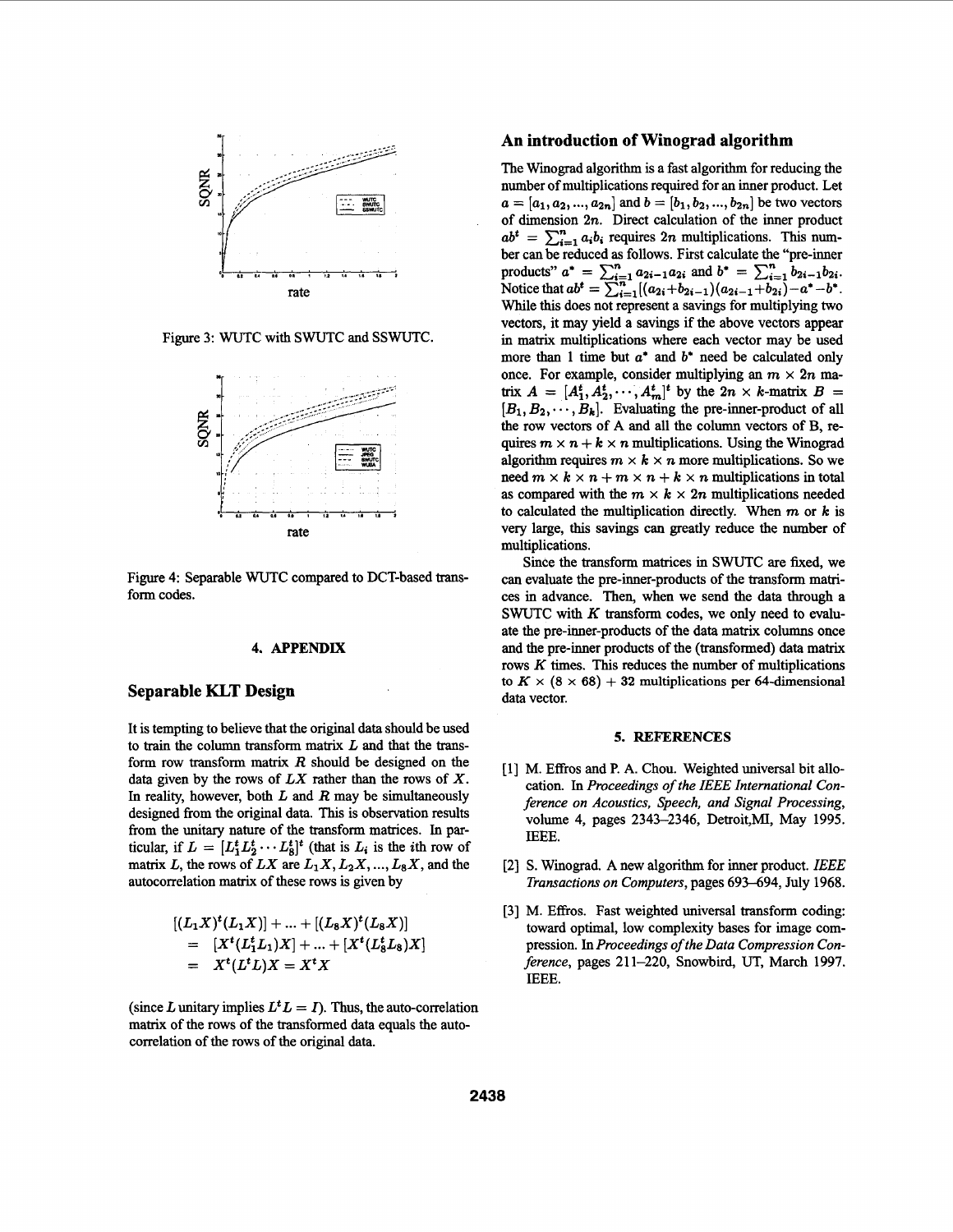SQNR

WUTC
SWUTC
SSWUTC

rate

Figure 3: WUTC with SWUTC and SSWUTC.

SQNR

WUTC
JPEG
SWUTC
WUBA

rate

Figure 4: Separable WUTC compared to DCT-based transform codes.

## 4. APPENDIX

### Separable KLT Design

It is tempting to believe that the original data should be used to train the column transform matrix $L$ and that the transform row transform matrix $R$ should be designed on the data given by the rows of $LX$ rather than the rows of $X$. In reality, however, both $L$ and $R$ may be simultaneously designed from the original data. This is observation results from the unitary nature of the transform matrices. In particular, if $L = [L_1^t L_2^t \cdots L_8^t]^t$ (that is $L_i$ is the $i$th row of matrix $L$, the rows of $LX$ are $L_1X, L_2X, ..., L_8X$, and the autocorrelation matrix of these rows is given by

$$\begin{aligned} & [(L_1X)^t(L_1X)] + ... + [(L_8X)^t(L_8X)] \\ = & \ [X^t(L_1^tL_1)X] + ... + [X^t(L_8^tL_8)X] \\ = & \ X^t(L^tL)X = X^tX \end{aligned}$$

(since $L$ unitary implies $L^tL = I$). Thus, the auto-correlation matrix of the rows of the transformed data equals the auto-correlation of the rows of the original data.

### An introduction of Winograd algorithm

The Winograd algorithm is a fast algorithm for reducing the number of multiplications required for an inner product. Let $a = [a_1, a_2, ..., a_{2n}]$ and $b = [b_1, b_2, ..., b_{2n}]$ be two vectors of dimension $2n$. Direct calculation of the inner product $ab^t = \sum_{i=1}^n a_i b_i$ requires $2n$ multiplications. This number can be reduced as follows. First calculate the "pre-inner products" $a^* = \sum_{i=1}^n a_{2i-1}a_{2i}$ and $b^* = \sum_{i=1}^n b_{2i-1}b_{2i}$. Notice that $ab^t = \sum_{i=1}^n [(a_{2i}+b_{2i-1})(a_{2i-1}+b_{2i}) - a^* - b^*$. While this does not represent a savings for multiplying two vectors, it may yield a savings if the above vectors appear in matrix multiplications where each vector may be used more than 1 time but $a^*$ and $b^*$ need be calculated only once. For example, consider multiplying an $m \times 2n$ matrix $A = [A_1^t, A_2^t, \cdots, A_m^t]^t$ by the $2n \times k$-matrix $B = [B_1, B_2, \cdots, B_k]$. Evaluating the pre-inner-product of all the row vectors of A and all the column vectors of B, requires $m \times n + k \times n$ multiplications. Using the Winograd algorithm requires $m \times k \times n$ more multiplications. So we need $m \times k \times n + m \times n + k \times n$ multiplications in total as compared with the $m \times k \times 2n$ multiplications needed to calculated the multiplication directly. When $m$ or $k$ is very large, this savings can greatly reduce the number of multiplications.

Since the transform matrices in SWUTC are fixed, we can evaluate the pre-inner-products of the transform matrices in advance. Then, when we send the data through a SWUTC with $K$ transform codes, we only need to evaluate the pre-inner-products of the data matrix columns once and the pre-inner products of the (transformed) data matrix rows $K$ times. This reduces the number of multiplications to $K \times (8 \times 68) + 32$ multiplications per 64-dimensional data vector.

## 5. REFERENCES

[1] M. Effros and P. A. Chou. Weighted universal bit allocation. In *Proceedings of the IEEE International Conference on Acoustics, Speech, and Signal Processing*, volume 4, pages 2343–2346, Detroit,MI, May 1995. IEEE.

[2] S. Winograd. A new algorithm for inner product. *IEEE Transactions on Computers*, pages 693–694, July 1968.

[3] M. Effros. Fast weighted universal transform coding: toward optimal, low complexity bases for image compression. In *Proceedings of the Data Compression Conference*, pages 211–220, Snowbird, UT, March 1997. IEEE.